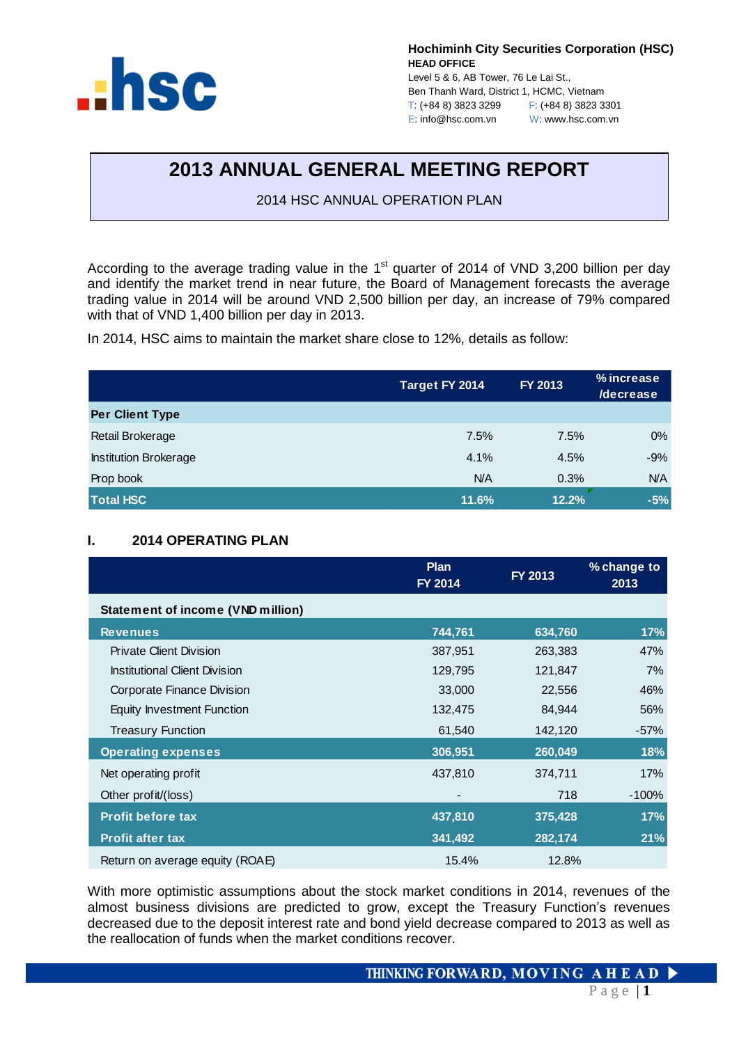**Hochiminh City Securities Corporation (HSC)**
**HEAD OFFICE**
Level 5 & 6, AB Tower, 76 Le Lai St.,
Ben Thanh Ward, District 1, HCMC, Vietnam
T: (+84 8) 3823 3299 F: (+84 8) 3823 3301
E: info@hsc.com.vn W: www.hsc.com.vn

# 2013 ANNUAL GENERAL MEETING REPORT

2014 HSC ANNUAL OPERATION PLAN

According to the average trading value in the 1st quarter of 2014 of VND 3,200 billion per day and identify the market trend in near future, the Board of Management forecasts the average trading value in 2014 will be around VND 2,500 billion per day, an increase of 79% compared with that of VND 1,400 billion per day in 2013.

In 2014, HSC aims to maintain the market share close to 12%, details as follow:

| | Target FY 2014 | FY 2013 | % increase /decrease |
|---|---|---|---|
| **Per Client Type** | | | |
| Retail Brokerage | 7.5% | 7.5% | 0% |
| Institution Brokerage | 4.1% | 4.5% | -9% |
| Prop book | N/A | 0.3% | N/A |
| **Total HSC** | **11.6%** | **12.2%** | **-5%** |

## I. 2014 OPERATING PLAN

| | Plan FY 2014 | FY 2013 | % change to 2013 |
|---|---|---|---|
| **Statement of income (VND million)** | | | |
| **Revenues** | **744,761** | **634,760** | **17%** |
| Private Client Division | 387,951 | 263,383 | 47% |
| Institutional Client Division | 129,795 | 121,847 | 7% |
| Corporate Finance Division | 33,000 | 22,556 | 46% |
| Equity Investment Function | 132,475 | 84,944 | 56% |
| Treasury Function | 61,540 | 142,120 | -57% |
| **Operating expenses** | **306,951** | **260,049** | **18%** |
| Net operating profit | 437,810 | 374,711 | 17% |
| Other profit/(loss) | - | 718 | -100% |
| **Profit before tax** | **437,810** | **375,428** | **17%** |
| **Profit after tax** | **341,492** | **282,174** | **21%** |
| Return on average equity (ROAE) | 15.4% | 12.8% | |

With more optimistic assumptions about the stock market conditions in 2014, revenues of the almost business divisions are predicted to grow, except the Treasury Function's revenues decreased due to the deposit interest rate and bond yield decrease compared to 2013 as well as the reallocation of funds when the market conditions recover.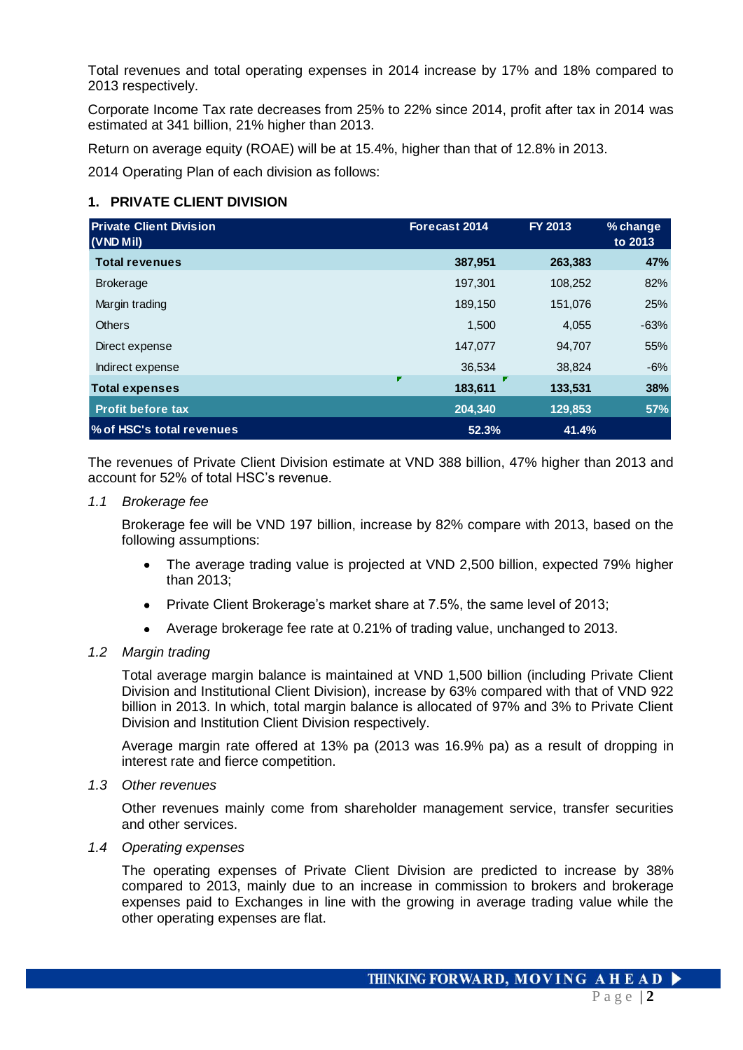Total revenues and total operating expenses in 2014 increase by 17% and 18% compared to 2013 respectively.

Corporate Income Tax rate decreases from 25% to 22% since 2014, profit after tax in 2014 was estimated at 341 billion, 21% higher than 2013.

Return on average equity (ROAE) will be at 15.4%, higher than that of 12.8% in 2013.

2014 Operating Plan of each division as follows:

## 1. PRIVATE CLIENT DIVISION

| Private Client Division (VND Mil) | Forecast 2014 | FY 2013 | % change to 2013 |
|---|---|---|---|
| **Total revenues** | **387,951** | **263,383** | **47%** |
| Brokerage | 197,301 | 108,252 | 82% |
| Margin trading | 189,150 | 151,076 | 25% |
| Others | 1,500 | 4,055 | -63% |
| Direct expense | 147,077 | 94,707 | 55% |
| Indirect expense | 36,534 | 38,824 | -6% |
| **Total expenses** | **183,611** | **133,531** | **38%** |
| **Profit before tax** | **204,340** | **129,853** | **57%** |
| **% of HSC's total revenues** | **52.3%** | **41.4%** | |

The revenues of Private Client Division estimate at VND 388 billion, 47% higher than 2013 and account for 52% of total HSC's revenue.

### 1.1 *Brokerage fee*

Brokerage fee will be VND 197 billion, increase by 82% compare with 2013, based on the following assumptions:

- The average trading value is projected at VND 2,500 billion, expected 79% higher than 2013;
- Private Client Brokerage's market share at 7.5%, the same level of 2013;
- Average brokerage fee rate at 0.21% of trading value, unchanged to 2013.

### 1.2 *Margin trading*

Total average margin balance is maintained at VND 1,500 billion (including Private Client Division and Institutional Client Division), increase by 63% compared with that of VND 922 billion in 2013. In which, total margin balance is allocated of 97% and 3% to Private Client Division and Institution Client Division respectively.

Average margin rate offered at 13% pa (2013 was 16.9% pa) as a result of dropping in interest rate and fierce competition.

### 1.3 *Other revenues*

Other revenues mainly come from shareholder management service, transfer securities and other services.

### 1.4 *Operating expenses*

The operating expenses of Private Client Division are predicted to increase by 38% compared to 2013, mainly due to an increase in commission to brokers and brokerage expenses paid to Exchanges in line with the growing in average trading value while the other operating expenses are flat.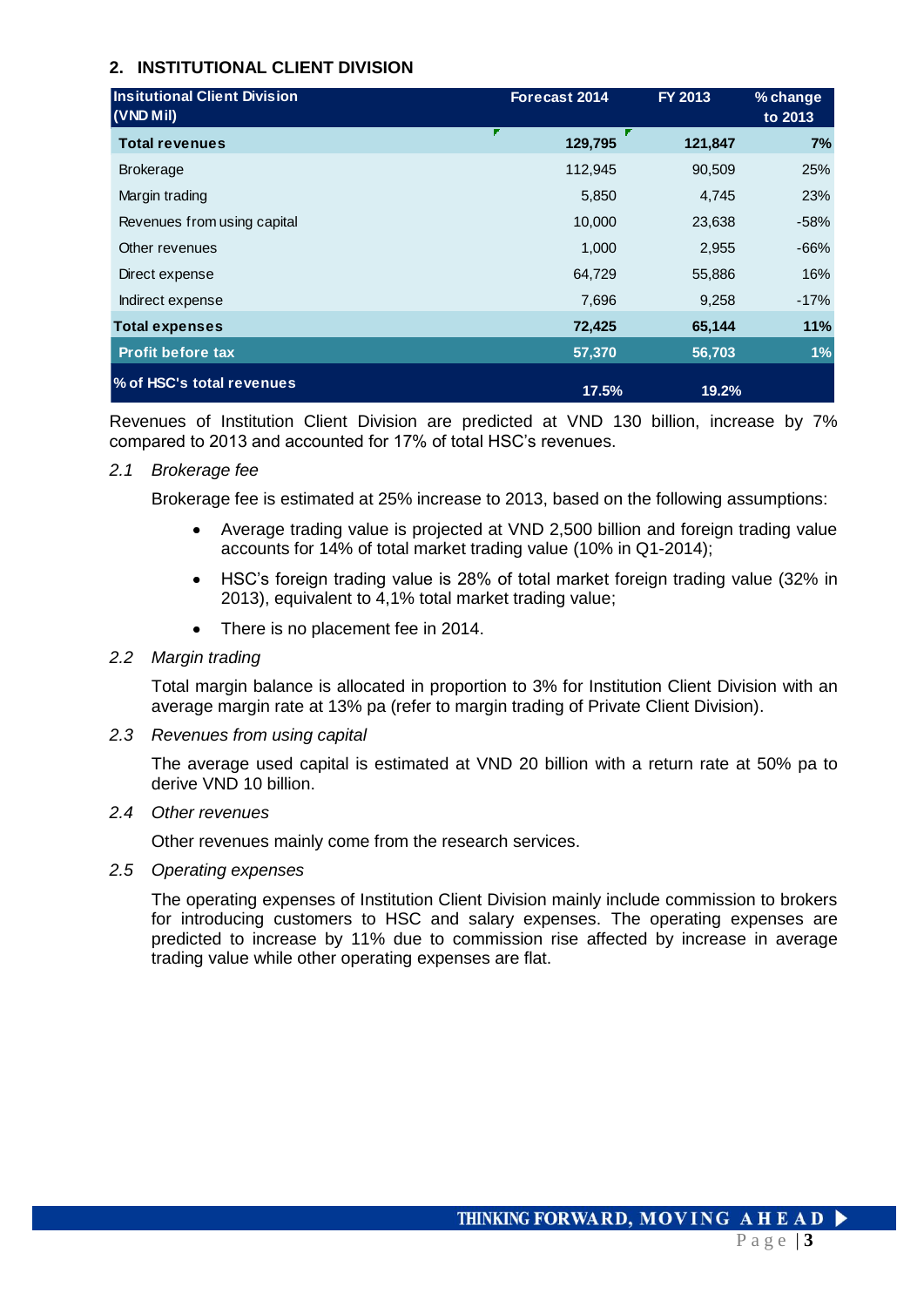## 2. INSTITUTIONAL CLIENT DIVISION

| Insitutional Client Division (VND Mil) | Forecast 2014 | FY 2013 | % change to 2013 |
|---|---|---|---|
| **Total revenues** | **129,795** | **121,847** | **7%** |
| Brokerage | 112,945 | 90,509 | 25% |
| Margin trading | 5,850 | 4,745 | 23% |
| Revenues from using capital | 10,000 | 23,638 | -58% |
| Other revenues | 1,000 | 2,955 | -66% |
| Direct expense | 64,729 | 55,886 | 16% |
| Indirect expense | 7,696 | 9,258 | -17% |
| **Total expenses** | **72,425** | **65,144** | **11%** |
| **Profit before tax** | **57,370** | **56,703** | **1%** |
| **% of HSC's total revenues** | **17.5%** | **19.2%** | |

Revenues of Institution Client Division are predicted at VND 130 billion, increase by 7% compared to 2013 and accounted for 17% of total HSC's revenues.

*2.1 Brokerage fee*

Brokerage fee is estimated at 25% increase to 2013, based on the following assumptions:

- Average trading value is projected at VND 2,500 billion and foreign trading value accounts for 14% of total market trading value (10% in Q1-2014);
- HSC's foreign trading value is 28% of total market foreign trading value (32% in 2013), equivalent to 4,1% total market trading value;
- There is no placement fee in 2014.

*2.2 Margin trading*

Total margin balance is allocated in proportion to 3% for Institution Client Division with an average margin rate at 13% pa (refer to margin trading of Private Client Division).

*2.3 Revenues from using capital*

The average used capital is estimated at VND 20 billion with a return rate at 50% pa to derive VND 10 billion.

*2.4 Other revenues*

Other revenues mainly come from the research services.

*2.5 Operating expenses*

The operating expenses of Institution Client Division mainly include commission to brokers for introducing customers to HSC and salary expenses. The operating expenses are predicted to increase by 11% due to commission rise affected by increase in average trading value while other operating expenses are flat.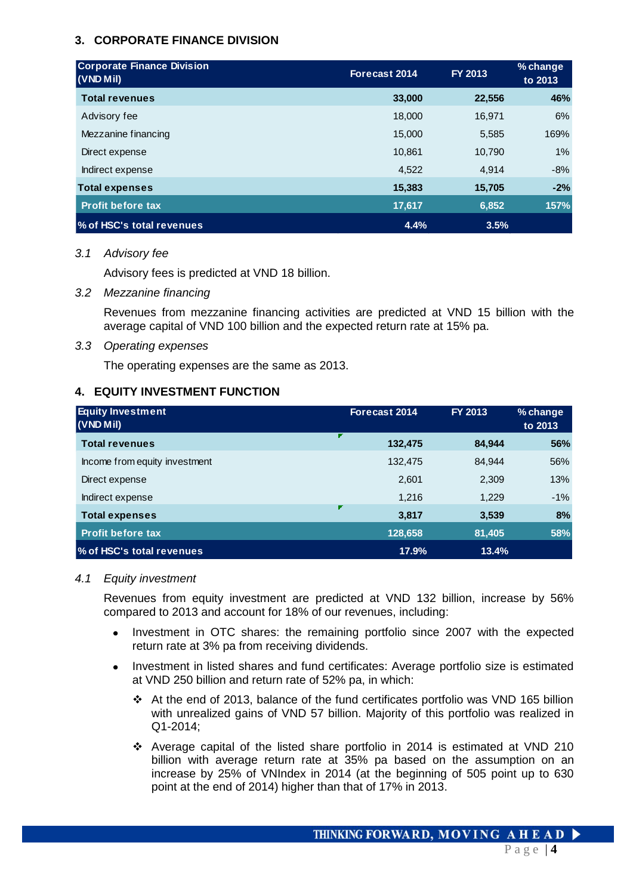### 3. CORPORATE FINANCE DIVISION

| Corporate Finance Division (VND Mil) | Forecast 2014 | FY 2013 | % change to 2013 |
|---|---|---|---|
| **Total revenues** | **33,000** | **22,556** | **46%** |
| Advisory fee | 18,000 | 16,971 | 6% |
| Mezzanine financing | 15,000 | 5,585 | 169% |
| Direct expense | 10,861 | 10,790 | 1% |
| Indirect expense | 4,522 | 4,914 | -8% |
| **Total expenses** | **15,383** | **15,705** | **-2%** |
| **Profit before tax** | **17,617** | **6,852** | **157%** |
| **% of HSC's total revenues** | **4.4%** | **3.5%** | |

*3.1 Advisory fee*

Advisory fees is predicted at VND 18 billion.

*3.2 Mezzanine financing*

Revenues from mezzanine financing activities are predicted at VND 15 billion with the average capital of VND 100 billion and the expected return rate at 15% pa.

*3.3 Operating expenses*

The operating expenses are the same as 2013.

### 4. EQUITY INVESTMENT FUNCTION

| Equity Investment (VND Mil) | Forecast 2014 | FY 2013 | % change to 2013 |
|---|---|---|---|
| **Total revenues** | **132,475** | **84,944** | **56%** |
| Income from equity investment | 132,475 | 84,944 | 56% |
| Direct expense | 2,601 | 2,309 | 13% |
| Indirect expense | 1,216 | 1,229 | -1% |
| **Total expenses** | **3,817** | **3,539** | **8%** |
| **Profit before tax** | **128,658** | **81,405** | **58%** |
| **% of HSC's total revenues** | **17.9%** | **13.4%** | |

*4.1 Equity investment*

Revenues from equity investment are predicted at VND 132 billion, increase by 56% compared to 2013 and account for 18% of our revenues, including:

- Investment in OTC shares: the remaining portfolio since 2007 with the expected return rate at 3% pa from receiving dividends.
- Investment in listed shares and fund certificates: Average portfolio size is estimated at VND 250 billion and return rate of 52% pa, in which:
  - At the end of 2013, balance of the fund certificates portfolio was VND 165 billion with unrealized gains of VND 57 billion. Majority of this portfolio was realized in Q1-2014;
  - Average capital of the listed share portfolio in 2014 is estimated at VND 210 billion with average return rate at 35% pa based on the assumption on an increase by 25% of VNIndex in 2014 (at the beginning of 505 point up to 630 point at the end of 2014) higher than that of 17% in 2013.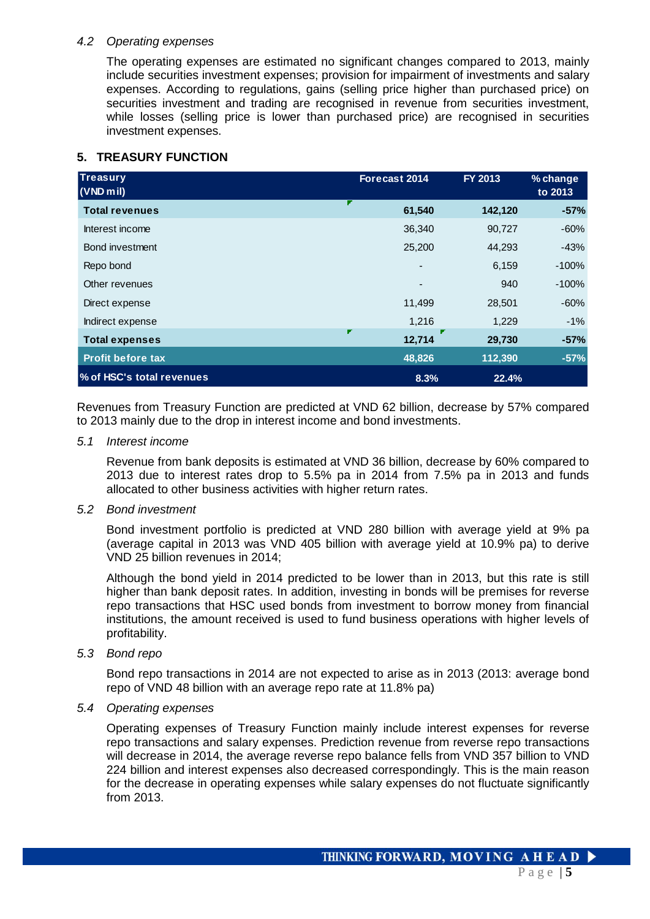*4.2 Operating expenses*

The operating expenses are estimated no significant changes compared to 2013, mainly include securities investment expenses; provision for impairment of investments and salary expenses. According to regulations, gains (selling price higher than purchased price) on securities investment and trading are recognised in revenue from securities investment, while losses (selling price is lower than purchased price) are recognised in securities investment expenses.

## 5. TREASURY FUNCTION

| Treasury (VND mil) | Forecast 2014 | FY 2013 | % change to 2013 |
|---|---|---|---|
| **Total revenues** | **61,540** | **142,120** | **-57%** |
| Interest income | 36,340 | 90,727 | -60% |
| Bond investment | 25,200 | 44,293 | -43% |
| Repo bond | - | 6,159 | -100% |
| Other revenues | - | 940 | -100% |
| Direct expense | 11,499 | 28,501 | -60% |
| Indirect expense | 1,216 | 1,229 | -1% |
| **Total expenses** | **12,714** | **29,730** | **-57%** |
| **Profit before tax** | **48,826** | **112,390** | **-57%** |
| **% of HSC's total revenues** | **8.3%** | **22.4%** | |

Revenues from Treasury Function are predicted at VND 62 billion, decrease by 57% compared to 2013 mainly due to the drop in interest income and bond investments.

*5.1 Interest income*

Revenue from bank deposits is estimated at VND 36 billion, decrease by 60% compared to 2013 due to interest rates drop to 5.5% pa in 2014 from 7.5% pa in 2013 and funds allocated to other business activities with higher return rates.

*5.2 Bond investment*

Bond investment portfolio is predicted at VND 280 billion with average yield at 9% pa (average capital in 2013 was VND 405 billion with average yield at 10.9% pa) to derive VND 25 billion revenues in 2014;

Although the bond yield in 2014 predicted to be lower than in 2013, but this rate is still higher than bank deposit rates. In addition, investing in bonds will be premises for reverse repo transactions that HSC used bonds from investment to borrow money from financial institutions, the amount received is used to fund business operations with higher levels of profitability.

*5.3 Bond repo*

Bond repo transactions in 2014 are not expected to arise as in 2013 (2013: average bond repo of VND 48 billion with an average repo rate at 11.8% pa)

*5.4 Operating expenses*

Operating expenses of Treasury Function mainly include interest expenses for reverse repo transactions and salary expenses. Prediction revenue from reverse repo transactions will decrease in 2014, the average reverse repo balance fells from VND 357 billion to VND 224 billion and interest expenses also decreased correspondingly. This is the main reason for the decrease in operating expenses while salary expenses do not fluctuate significantly from 2013.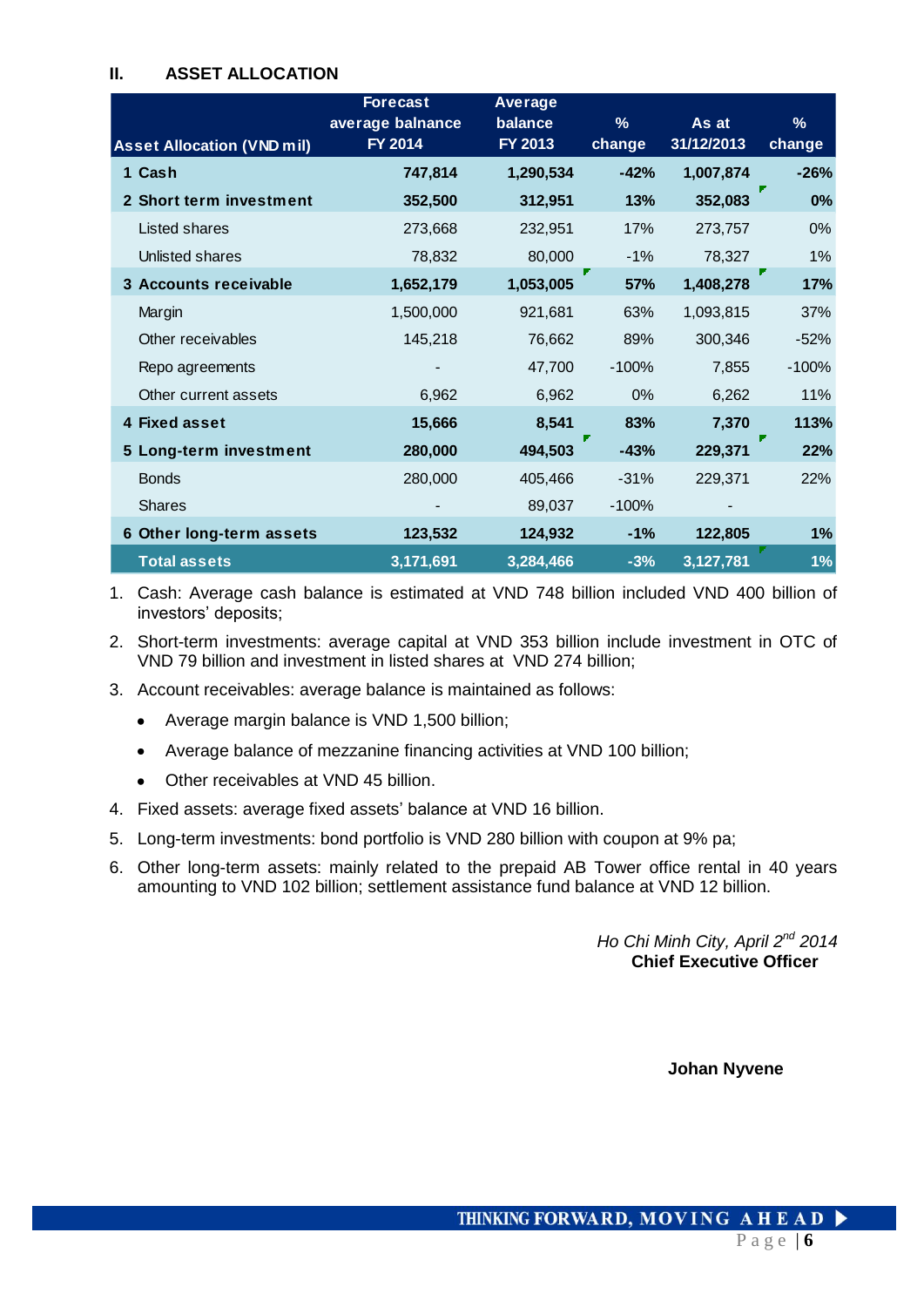## II. ASSET ALLOCATION

| Asset Allocation (VND mil) | Forecast average balnance FY 2014 | Average balance FY 2013 | % change | As at 31/12/2013 | % change |
|---|---|---|---|---|---|
| **1 Cash** | **747,814** | **1,290,534** | **-42%** | **1,007,874** | **-26%** |
| **2 Short term investment** | **352,500** | **312,951** | **13%** | **352,083** | **0%** |
| Listed shares | 273,668 | 232,951 | 17% | 273,757 | 0% |
| Unlisted shares | 78,832 | 80,000 | -1% | 78,327 | 1% |
| **3 Accounts receivable** | **1,652,179** | **1,053,005** | **57%** | **1,408,278** | **17%** |
| Margin | 1,500,000 | 921,681 | 63% | 1,093,815 | 37% |
| Other receivables | 145,218 | 76,662 | 89% | 300,346 | -52% |
| Repo agreements | - | 47,700 | -100% | 7,855 | -100% |
| Other current assets | 6,962 | 6,962 | 0% | 6,262 | 11% |
| **4 Fixed asset** | **15,666** | **8,541** | **83%** | **7,370** | **113%** |
| **5 Long-term investment** | **280,000** | **494,503** | **-43%** | **229,371** | **22%** |
| Bonds | 280,000 | 405,466 | -31% | 229,371 | 22% |
| Shares | - | 89,037 | -100% | - | |
| **6 Other long-term assets** | **123,532** | **124,932** | **-1%** | **122,805** | **1%** |
| **Total assets** | **3,171,691** | **3,284,466** | **-3%** | **3,127,781** | **1%** |

1. Cash: Average cash balance is estimated at VND 748 billion included VND 400 billion of investors' deposits;
2. Short-term investments: average capital at VND 353 billion include investment in OTC of VND 79 billion and investment in listed shares at VND 274 billion;
3. Account receivables: average balance is maintained as follows:
   - Average margin balance is VND 1,500 billion;
   - Average balance of mezzanine financing activities at VND 100 billion;
   - Other receivables at VND 45 billion.
4. Fixed assets: average fixed assets' balance at VND 16 billion.
5. Long-term investments: bond portfolio is VND 280 billion with coupon at 9% pa;
6. Other long-term assets: mainly related to the prepaid AB Tower office rental in 40 years amounting to VND 102 billion; settlement assistance fund balance at VND 12 billion.

*Ho Chi Minh City, April 2nd 2014*
**Chief Executive Officer**

**Johan Nyvene**

THINKING FORWARD, MOVING AHEAD